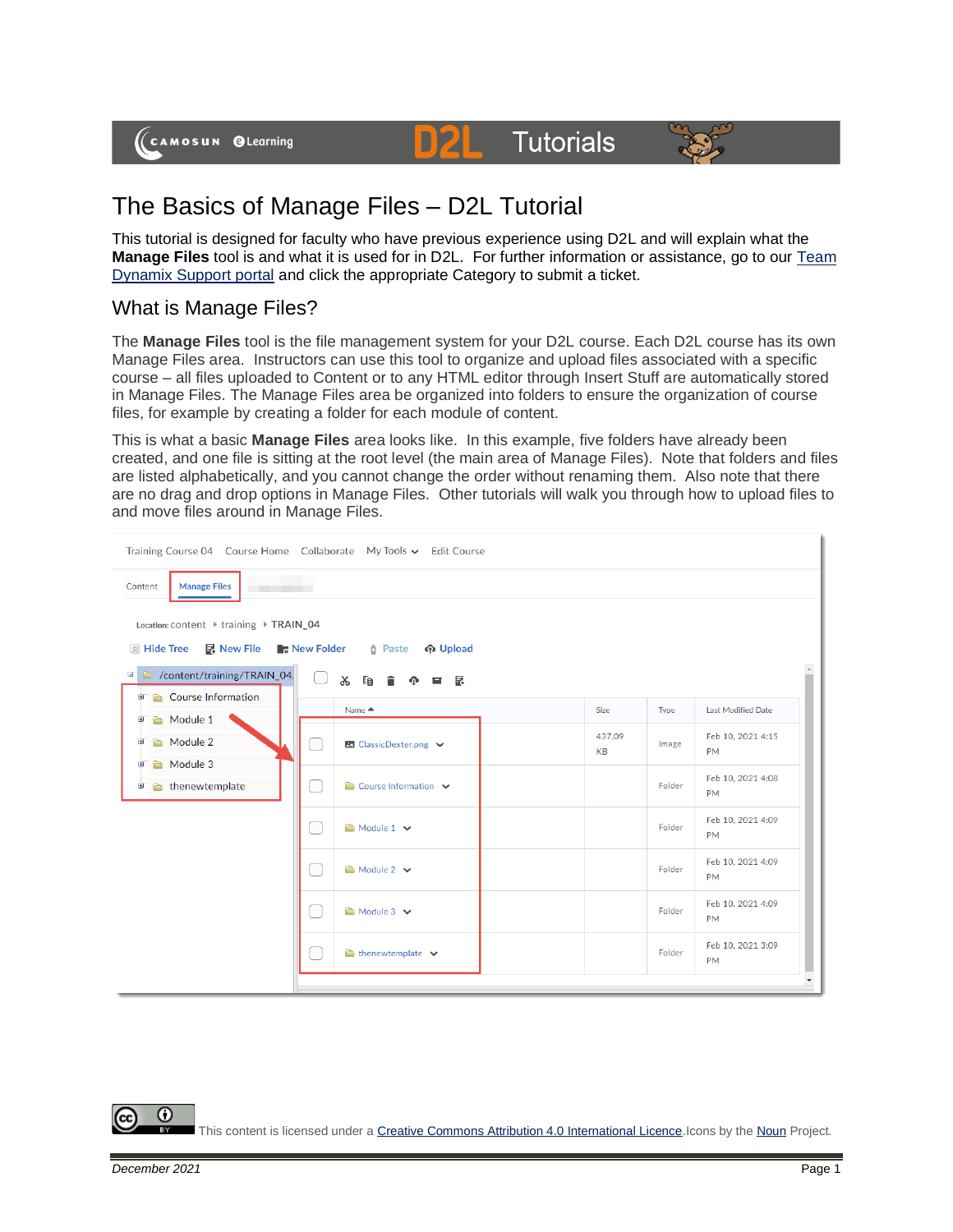# The Basics of Manage Files – D2L Tutorial

This tutorial is designed for faculty who have previous experience using D2L and will explain what the **Manage Files** tool is and what it is used for in D2L. For further information or assistance, go to our Team Dynamix Support portal and click the appropriate Category to submit a ticket.

## What is Manage Files?

The **Manage Files** tool is the file management system for your D2L course. Each D2L course has its own Manage Files area. Instructors can use this tool to organize and upload files associated with a specific course – all files uploaded to Content or to any HTML editor through Insert Stuff are automatically stored in Manage Files. The Manage Files area can be organized into folders to ensure the organization of course files, for example by creating a folder for each module of content.

This is what a basic **Manage Files** area looks like. In this example, five folders have already been created, and one file is sitting at the root level (the main area of Manage Files). Note that folders and files are listed alphabetically, and you cannot change the order without renaming them. Also note that there are no drag and drop options in Manage Files. Other tutorials will walk you through how to upload files to and move files around in Manage Files.

This content is licensed under a Creative Commons Attribution 4.0 International Licence. Icons by the Noun Project.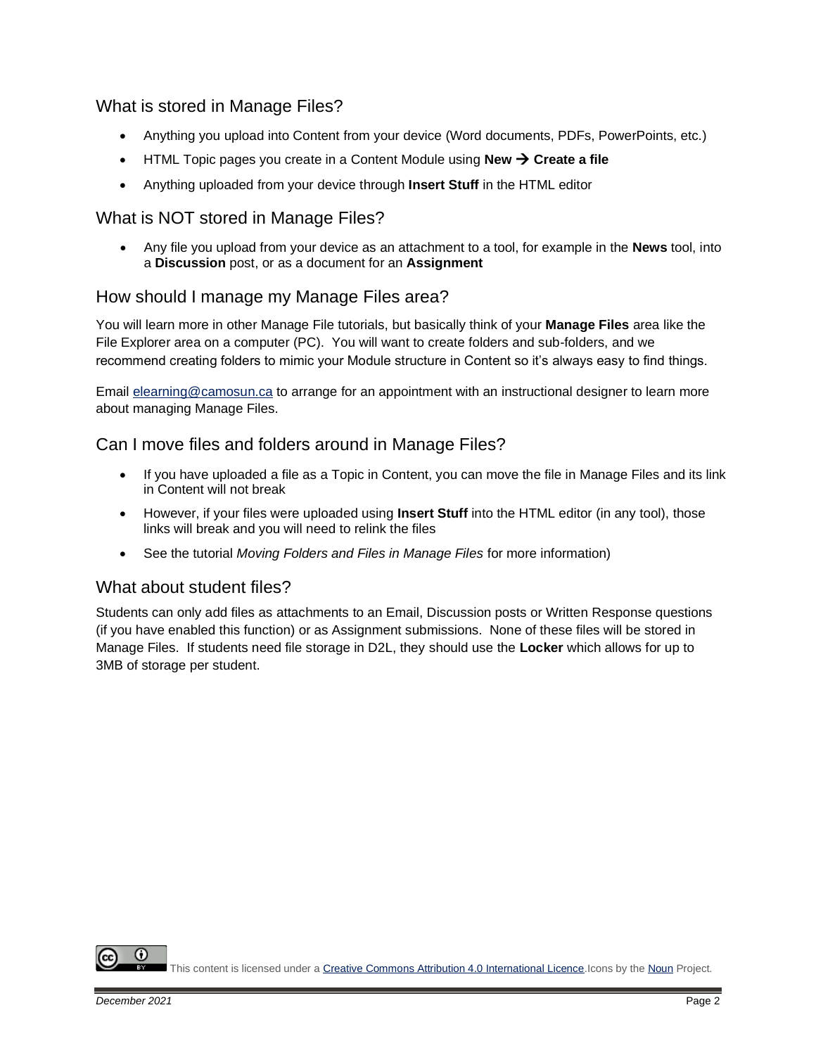## What is stored in Manage Files?

- Anything you upload into Content from your device (Word documents, PDFs, PowerPoints, etc.)
- HTML Topic pages you create in a Content Module using **New → Create a file**
- Anything uploaded from your device through **Insert Stuff** in the HTML editor

## What is NOT stored in Manage Files?

- Any file you upload from your device as an attachment to a tool, for example in the **News** tool, into a **Discussion** post, or as a document for an **Assignment**

## How should I manage my Manage Files area?

You will learn more in other Manage File tutorials, but basically think of your **Manage Files** area like the File Explorer area on a computer (PC). You will want to create folders and sub-folders, and we recommend creating folders to mimic your Module structure in Content so it's always easy to find things.

Email [elearning@camosun.ca](mailto:elearning@camosun.ca) to arrange for an appointment with an instructional designer to learn more about managing Manage Files.

## Can I move files and folders around in Manage Files?

- If you have uploaded a file as a Topic in Content, you can move the file in Manage Files and its link in Content will not break
- However, if your files were uploaded using **Insert Stuff** into the HTML editor (in any tool), those links will break and you will need to relink the files
- See the tutorial *Moving Folders and Files in Manage Files* for more information)

## What about student files?

Students can only add files as attachments to an Email, Discussion posts or Written Response questions (if you have enabled this function) or as Assignment submissions. None of these files will be stored in Manage Files. If students need file storage in D2L, they should use the **Locker** which allows for up to 3MB of storage per student.

This content is licensed under a [Creative Commons Attribution 4.0 International Licence](https://creativecommons.org/licenses/by/4.0/).Icons by the [Noun](https://thenounproject.com/) Project.

*December 2021*